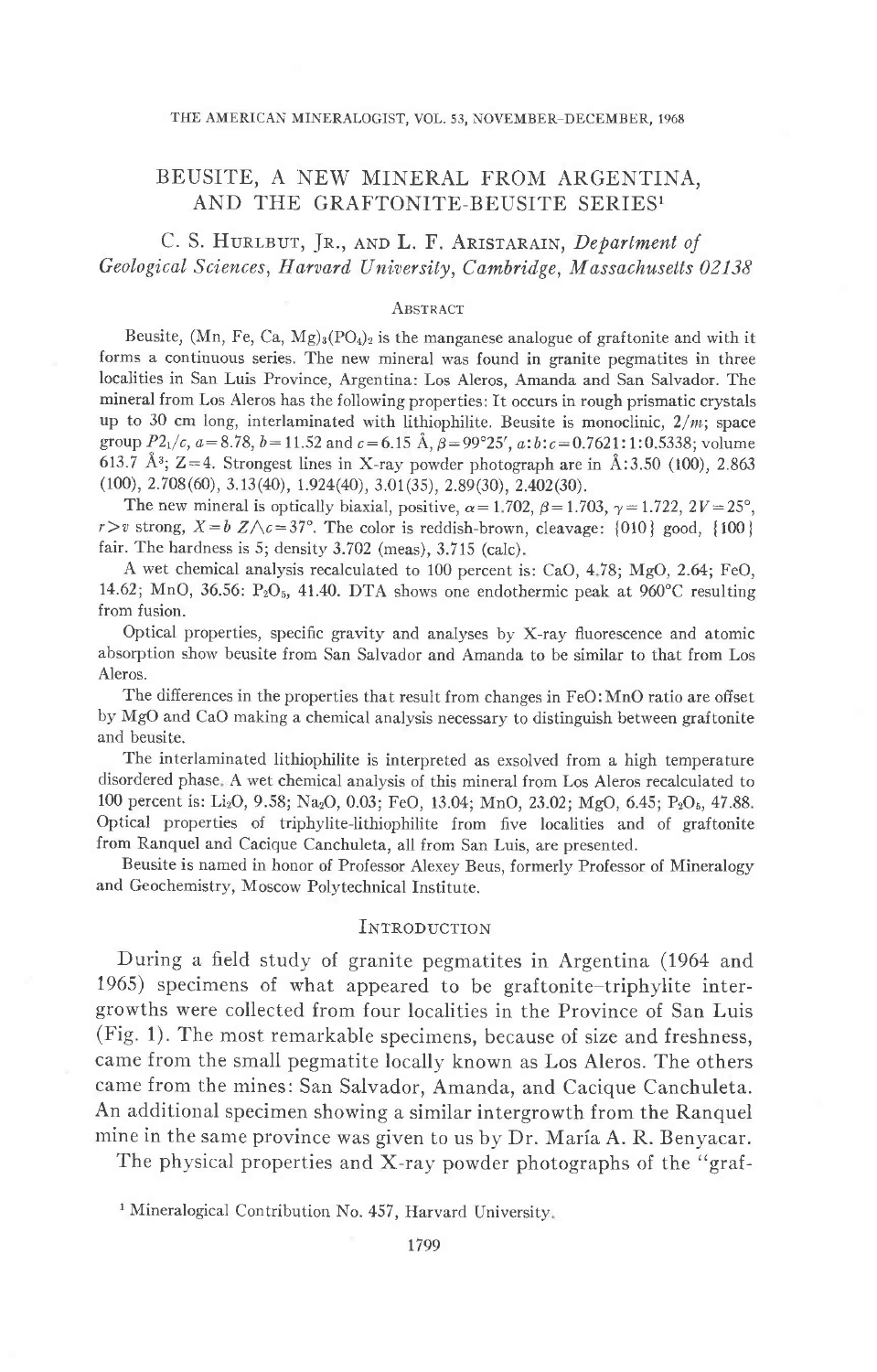# BEUSITE, A NEW MINERAL FROM ARGENTINA, AND THE GRAFTONITE-BEUSITE SERIES[1]

C. S. Hurlbut, Jr., and L. F. Aristarain, *Department of Geological Sciences, Harvard University, Cambridge, Massachusetts 02138*

## Abstract

Beusite, $(Mn, Fe, Ca, Mg)_3(PO_4)_2$ is the manganese analogue of graftonite and with it forms a continuous series. The new mineral was found in granite pegmatites in three localities in San Luis Province, Argentina: Los Aleros, Amanda and San Salvador. The mineral from Los Aleros has the following properties: It occurs in rough prismatic crystals up to 30 cm long, interlaminated with lithiophilite. Beusite is monoclinic, $2/m$; space group $P2_1/c$, $a = 8.78$, $b = 11.52$ and $c = 6.15$ Å, $\beta = 99°25'$, $a:b:c = 0.7621:1:0.5338$; volume 613.7 Å$^3$; $Z = 4$. Strongest lines in X-ray powder photograph are in Å: 3.50 (100), 2.863 (100), 2.708(60), 3.13(40), 1.924(40), 3.01(35), 2.89(30), 2.402(30).

The new mineral is optically biaxial, positive, $\alpha = 1.702$, $\beta = 1.703$, $\gamma = 1.722$, $2V = 25°$, $r > v$ strong, $X = b$ $Z \wedge c = 37°$. The color is reddish-brown, cleavage: {010} good, {100} fair. The hardness is 5; density 3.702 (meas), 3.715 (calc).

A wet chemical analysis recalculated to 100 percent is: CaO, 4.78; MgO, 2.64; FeO, 14.62; MnO, 36.56; $P_2O_5$, 41.40. DTA shows one endothermic peak at 960°C resulting from fusion.

Optical properties, specific gravity and analyses by X-ray fluorescence and atomic absorption show beusite from San Salvador and Amanda to be similar to that from Los Aleros.

The differences in the properties that result from changes in FeO:MnO ratio are offset by MgO and CaO making a chemical analysis necessary to distinguish between graftonite and beusite.

The interlaminated lithiophilite is interpreted as exsolved from a high temperature disordered phase. A wet chemical analysis of this mineral from Los Aleros recalculated to 100 percent is: $Li_2O$, 9.58; $Na_2O$, 0.03; FeO, 13.04; MnO, 23.02; MgO, 6.45; $P_2O_5$, 47.88. Optical properties of triphylite-lithiophilite from five localities and of graftonite from Ranquel and Cacique Canchuleta, all from San Luis, are presented.

Beusite is named in honor of Professor Alexey Beus, formerly Professor of Mineralogy and Geochemistry, Moscow Polytechnical Institute.

## Introduction

During a field study of granite pegmatites in Argentina (1964 and 1965) specimens of what appeared to be graftonite-triphylite intergrowths were collected from four localities in the Province of San Luis (Fig. 1). The most remarkable specimens, because of size and freshness, came from the small pegmatite locally known as Los Aleros. The others came from the mines: San Salvador, Amanda, and Cacique Canchuleta. An additional specimen showing a similar intergrowth from the Ranquel mine in the same province was given to us by Dr. María A. R. Benyacar.

The physical properties and X-ray powder photographs of the "graf-

[1] Mineralogical Contribution No. 457, Harvard University.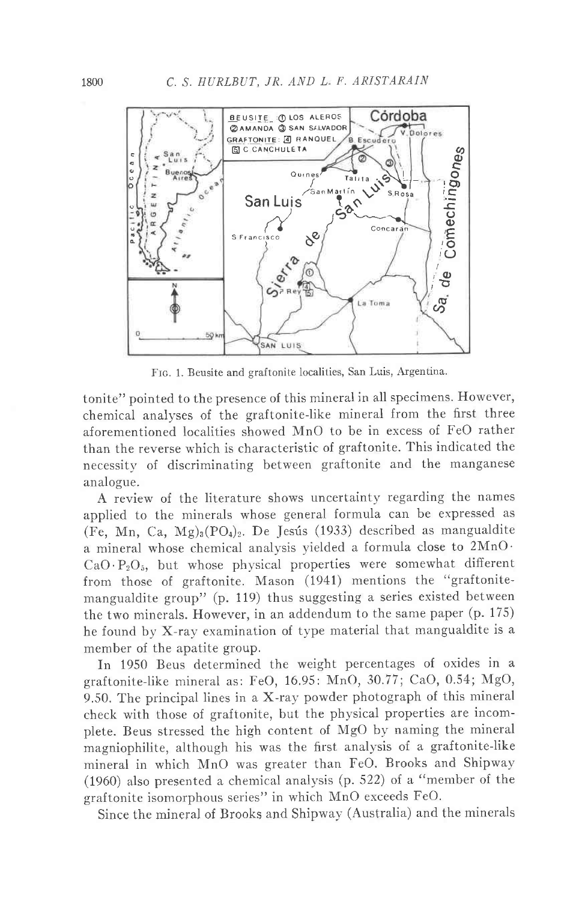FIG. 1. Beusite and graftonite localities, San Luis, Argentina.

tonite" pointed to the presence of this mineral in all specimens. However, chemical analyses of the graftonite-like mineral from the first three aforementioned localities showed MnO to be in excess of FeO rather than the reverse which is characteristic of graftonite. This indicated the necessity of discriminating between graftonite and the manganese analogue.

A review of the literature shows uncertainty regarding the names applied to the minerals whose general formula can be expressed as $(Fe, Mn, Ca, Mg)_3(PO_4)_2$. De Jesús (1933) described as mangualdite a mineral whose chemical analysis yielded a formula close to $2MnO \cdot CaO \cdot P_2O_5$, but whose physical properties were somewhat different from those of graftonite. Mason (1941) mentions the "graftonite-mangualdite group" (p. 119) thus suggesting a series existed between the two minerals. However, in an addendum to the same paper (p. 175) he found by X-ray examination of type material that mangualdite is a member of the apatite group.

In 1950 Beus determined the weight percentages of oxides in a graftonite-like mineral as: FeO, 16.95; MnO, 30.77; CaO, 0.54; MgO, 9.50. The principal lines in a X-ray powder photograph of this mineral check with those of graftonite, but the physical properties are incomplete. Beus stressed the high content of MgO by naming the mineral magniophilite, although his was the first analysis of a graftonite-like mineral in which MnO was greater than FeO. Brooks and Shipway (1960) also presented a chemical analysis (p. 522) of a "member of the graftonite isomorphous series" in which MnO exceeds FeO.

Since the mineral of Brooks and Shipway (Australia) and the minerals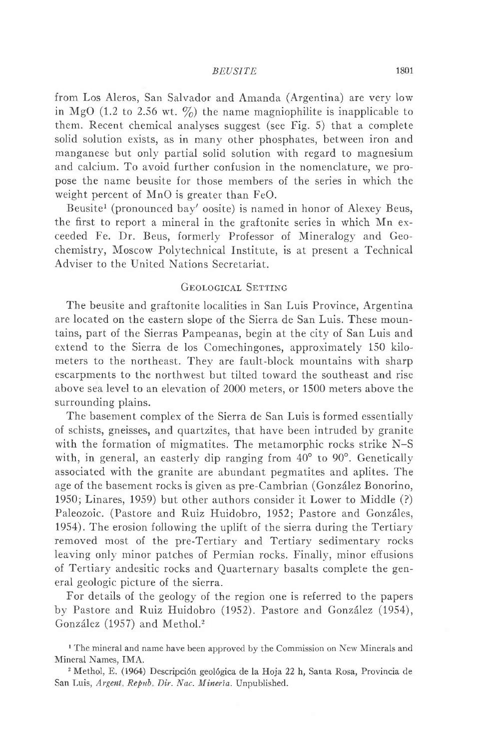from Los Aleros, San Salvador and Amanda (Argentina) are very low in MgO (1.2 to 2.56 wt. %) the name magniophilite is inapplicable to them. Recent chemical analyses suggest (see Fig. 5) that a complete solid solution exists, as in many other phosphates, between iron and manganese but only partial solid solution with regard to magnesium and calcium. To avoid further confusion in the nomenclature, we propose the name beusite for those members of the series in which the weight percent of MnO is greater than FeO.

Beusite[1] (pronounced bay′ oosite) is named in honor of Alexey Beus, the first to report a mineral in the graftonite series in which Mn exceeded Fe. Dr. Beus, formerly Professor of Mineralogy and Geochemistry, Moscow Polytechnical Institute, is at present a Technical Adviser to the United Nations Secretariat.

## Geological Setting

The beusite and graftonite localities in San Luis Province, Argentina are located on the eastern slope of the Sierra de San Luis. These mountains, part of the Sierras Pampeanas, begin at the city of San Luis and extend to the Sierra de los Comechingones, approximately 150 kilometers to the northeast. They are fault-block mountains with sharp escarpments to the northwest but tilted toward the southeast and rise above sea level to an elevation of 2000 meters, or 1500 meters above the surrounding plains.

The basement complex of the Sierra de San Luis is formed essentially of schists, gneisses, and quartzites, that have been intruded by granite with the formation of migmatites. The metamorphic rocks strike N–S with, in general, an easterly dip ranging from 40° to 90°. Genetically associated with the granite are abundant pegmatites and aplites. The age of the basement rocks is given as pre-Cambrian (González Bonorino, 1950; Linares, 1959) but other authors consider it Lower to Middle (?) Paleozoic. (Pastore and Ruiz Huidobro, 1952; Pastore and Gonzáles, 1954). The erosion following the uplift of the sierra during the Tertiary removed most of the pre-Tertiary and Tertiary sedimentary rocks leaving only minor patches of Permian rocks. Finally, minor effusions of Tertiary andesitic rocks and Quarternary basalts complete the general geologic picture of the sierra.

For details of the geology of the region one is referred to the papers by Pastore and Ruiz Huidobro (1952). Pastore and González (1954), González (1957) and Methol.[2]

[1] The mineral and name have been approved by the Commission on New Minerals and Mineral Names, IMA.

[2] Methol, E. (1964) Descripción geológica de la Hoja 22 h, Santa Rosa, Provincia de San Luis, *Argent. Repub. Dir. Nac. Minería*. Unpublished.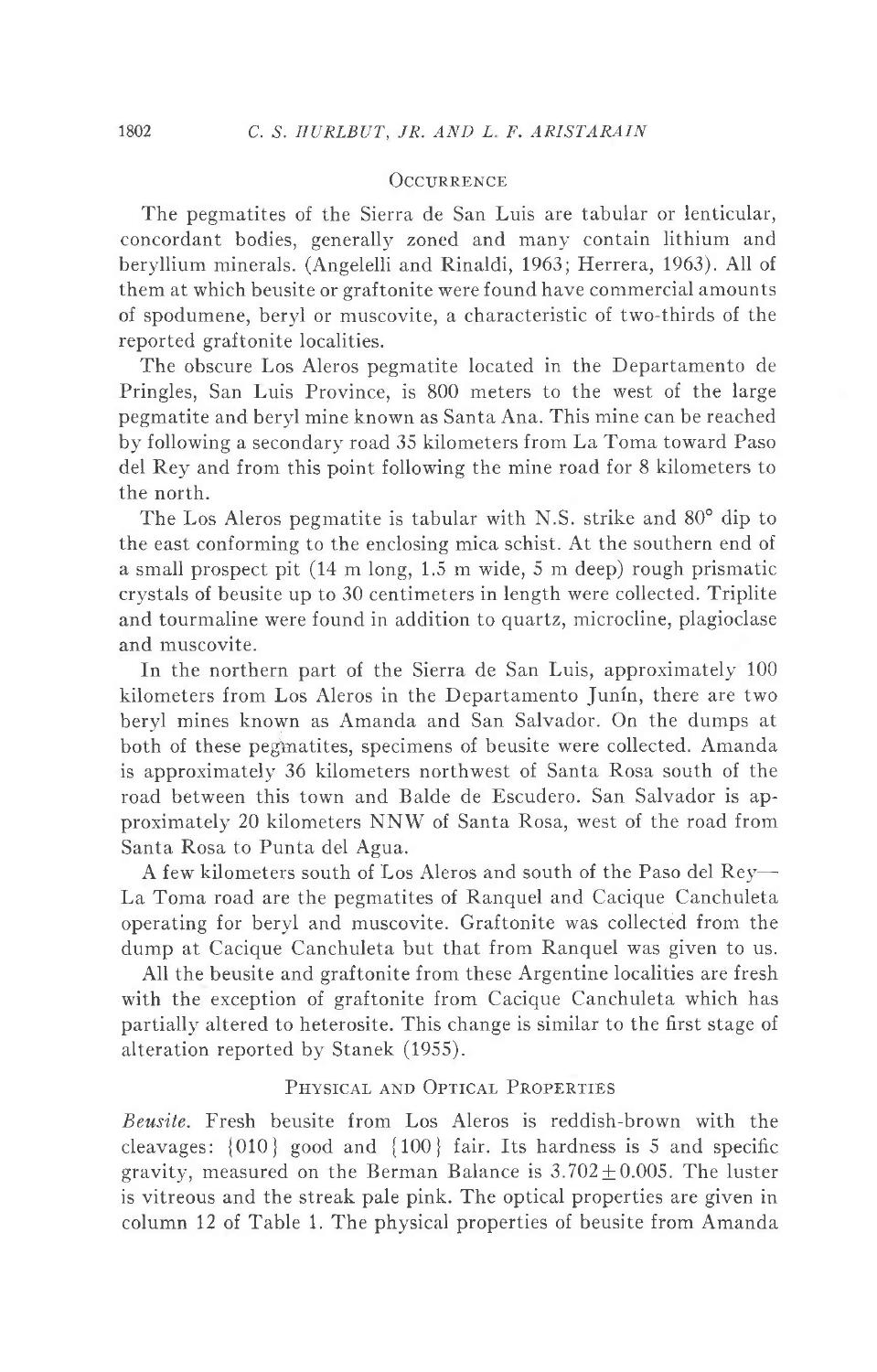## Occurrence

The pegmatites of the Sierra de San Luis are tabular or lenticular, concordant bodies, generally zoned and many contain lithium and beryllium minerals. (Angelelli and Rinaldi, 1963; Herrera, 1963). All of them at which beusite or graftonite were found have commercial amounts of spodumene, beryl or muscovite, a characteristic of two-thirds of the reported graftonite localities.

The obscure Los Aleros pegmatite located in the Departamento de Pringles, San Luis Province, is 800 meters to the west of the large pegmatite and beryl mine known as Santa Ana. This mine can be reached by following a secondary road 35 kilometers from La Toma toward Paso del Rey and from this point following the mine road for 8 kilometers to the north.

The Los Aleros pegmatite is tabular with N.S. strike and 80° dip to the east conforming to the enclosing mica schist. At the southern end of a small prospect pit (14 m long, 1.5 m wide, 5 m deep) rough prismatic crystals of beusite up to 30 centimeters in length were collected. Triplite and tourmaline were found in addition to quartz, microcline, plagioclase and muscovite.

In the northern part of the Sierra de San Luis, approximately 100 kilometers from Los Aleros in the Departamento Junín, there are two beryl mines known as Amanda and San Salvador. On the dumps at both of these pegmatites, specimens of beusite were collected. Amanda is approximately 36 kilometers northwest of Santa Rosa south of the road between this town and Balde de Escudero. San Salvador is approximately 20 kilometers NNW of Santa Rosa, west of the road from Santa Rosa to Punta del Agua.

A few kilometers south of Los Aleros and south of the Paso del Rey—La Toma road are the pegmatites of Ranquel and Cacique Canchuleta operating for beryl and muscovite. Graftonite was collected from the dump at Cacique Canchuleta but that from Ranquel was given to us.

All the beusite and graftonite from these Argentine localities are fresh with the exception of graftonite from Cacique Canchuleta which has partially altered to heterosite. This change is similar to the first stage of alteration reported by Stanek (1955).

## Physical and Optical Properties

*Beusite.* Fresh beusite from Los Aleros is reddish-brown with the cleavages: {010} good and {100} fair. Its hardness is 5 and specific gravity, measured on the Berman Balance is $3.702 \pm 0.005$. The luster is vitreous and the streak pale pink. The optical properties are given in column 12 of Table 1. The physical properties of beusite from Amanda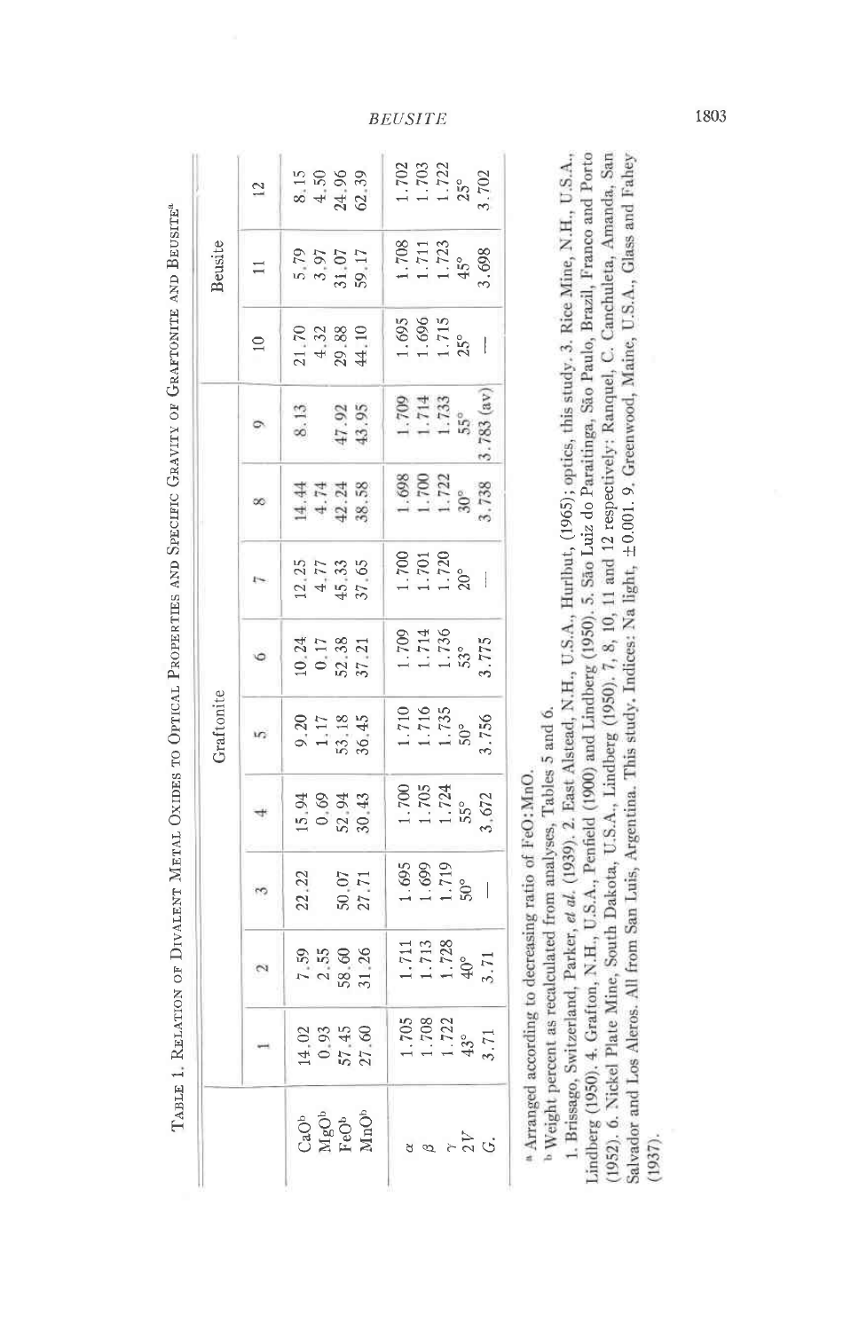TABLE 1. RELATION OF DIVALENT METAL OXIDES TO OPTICAL PROPERTIES AND SPECIFIC GRAVITY OF GRAFTONITE AND BEUSITE[a]

| | Graftonite | | | | | | | | | Beusite | | |
|---|---|---|---|---|---|---|---|---|---|---|---|---|
| | 1 | 2 | 3 | 4 | 5 | 6 | 7 | 8 | 9 | 10 | 11 | 12 |
| CaO[b] | 14.02 | 7.59 | 22.22 | 15.94 | 9.20 | 10.24 | 12.25 | 14.44 | 8.13 | 21.70 | 5.79 | 8.15 |
| MgO[b] | 0.93 | 2.55 | | 0.69 | 1.17 | 0.17 | 4.77 | 4.74 | | 4.32 | 3.97 | 4.50 |
| FeO[b] | 57.45 | 58.60 | 50.07 | 52.94 | 53.18 | 52.38 | 45.33 | 42.24 | 47.92 | 29.88 | 31.07 | 24.96 |
| MnO[b] | 27.60 | 31.26 | 27.71 | 30.43 | 36.45 | 37.21 | 37.65 | 38.58 | 43.95 | 44.10 | 59.17 | 62.39 |
| $\alpha$ | 1.705 | 1.711 | 1.695 | 1.700 | 1.710 | 1.709 | 1.700 | 1.698 | 1.709 | 1.695 | 1.708 | 1.702 |
| $\beta$ | 1.708 | 1.713 | 1.699 | 1.705 | 1.716 | 1.714 | 1.701 | 1.700 | 1.714 | 1.696 | 1.711 | 1.703 |
| $\gamma$ | 1.722 | 1.728 | 1.719 | 1.724 | 1.735 | 1.736 | 1.720 | 1.722 | 1.733 | 1.715 | 1.723 | 1.722 |
| $2V$ | 43° | 40° | 50° | 55° | 50° | 53° | 20° | 30° | 55° | 25° | 45° | 25° |
| $G.$ | 3.71 | 3.71 | — | 3.672 | 3.756 | 3.775 | — | 3.738 | 3.783 (av) | — | 3.698 | 3.702 |

[a] Arranged according to decreasing ratio of FeO:MnO.

[b] Weight percent as recalculated from analyses, Tables 5 and 6.

1. Brissago, Switzerland, Parker, *et al.* (1939). 2. East Alstead, N.H., U.S.A., Hurlbut, (1965); optics, this study. 3. Rice Mine, N.H., U.S.A., Lindberg (1950). 4. Grafton, N.H., U.S.A., Penfield (1900) and Lindberg (1950). 5. São Luiz do Paraitinga, São Paulo, Brazil, Franco and Porto (1952). 6. Nickel Plate Mine, South Dakota, U.S.A., Lindberg (1950). 7, 8, 10, 11 and 12 respectively: Ranquel, C. Canchuleta, Amanda, San Salvador and Los Aleros. All from San Luis, Argentina. This study. Indices: Na light, ±0.001. 9. Greenwood, Maine, U.S.A., Glass and Fahey (1937).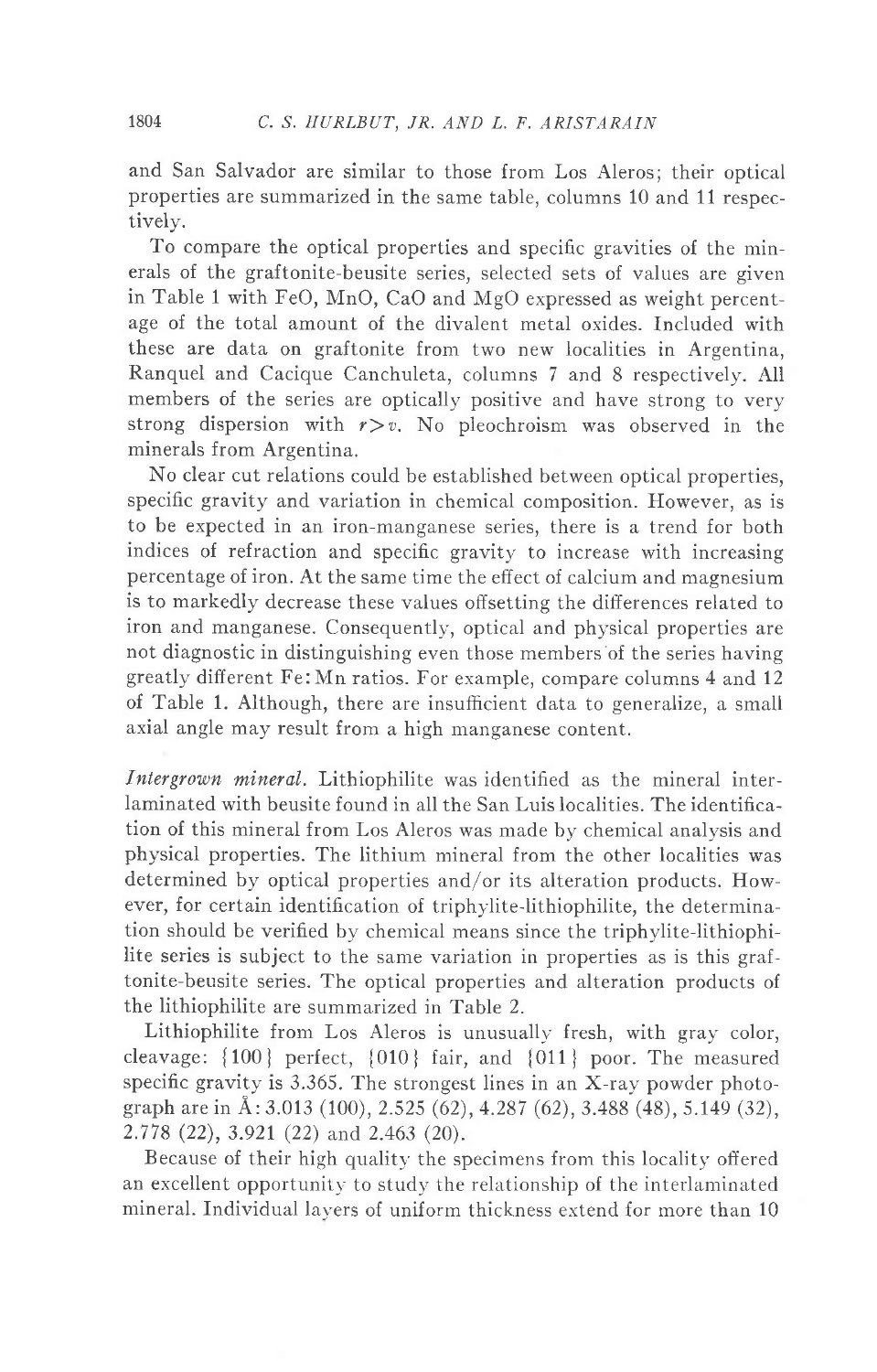and San Salvador are similar to those from Los Aleros; their optical properties are summarized in the same table, columns 10 and 11 respectively.

To compare the optical properties and specific gravities of the minerals of the graftonite-beusite series, selected sets of values are given in Table 1 with FeO, MnO, CaO and MgO expressed as weight percentage of the total amount of the divalent metal oxides. Included with these are data on graftonite from two new localities in Argentina, Ranquel and Cacique Canchuleta, columns 7 and 8 respectively. All members of the series are optically positive and have strong to very strong dispersion with $r>v$. No pleochroism was observed in the minerals from Argentina.

No clear cut relations could be established between optical properties, specific gravity and variation in chemical composition. However, as is to be expected in an iron-manganese series, there is a trend for both indices of refraction and specific gravity to increase with increasing percentage of iron. At the same time the effect of calcium and magnesium is to markedly decrease these values offsetting the differences related to iron and manganese. Consequently, optical and physical properties are not diagnostic in distinguishing even those members of the series having greatly different Fe:Mn ratios. For example, compare columns 4 and 12 of Table 1. Although, there are insufficient data to generalize, a small axial angle may result from a high manganese content.

*Intergrown mineral.* Lithiophilite was identified as the mineral interlaminated with beusite found in all the San Luis localities. The identification of this mineral from Los Aleros was made by chemical analysis and physical properties. The lithium mineral from the other localities was determined by optical properties and/or its alteration products. However, for certain identification of triphylite-lithiophilite, the determination should be verified by chemical means since the triphylite-lithiophilite series is subject to the same variation in properties as is this graftonite-beusite series. The optical properties and alteration products of the lithiophilite are summarized in Table 2.

Lithiophilite from Los Aleros is unusually fresh, with gray color, cleavage: {100} perfect, {010} fair, and {011} poor. The measured specific gravity is 3.365. The strongest lines in an X-ray powder photograph are in Å: 3.013 (100), 2.525 (62), 4.287 (62), 3.488 (48), 5.149 (32), 2.778 (22), 3.921 (22) and 2.463 (20).

Because of their high quality the specimens from this locality offered an excellent opportunity to study the relationship of the interlaminated mineral. Individual layers of uniform thickness extend for more than 10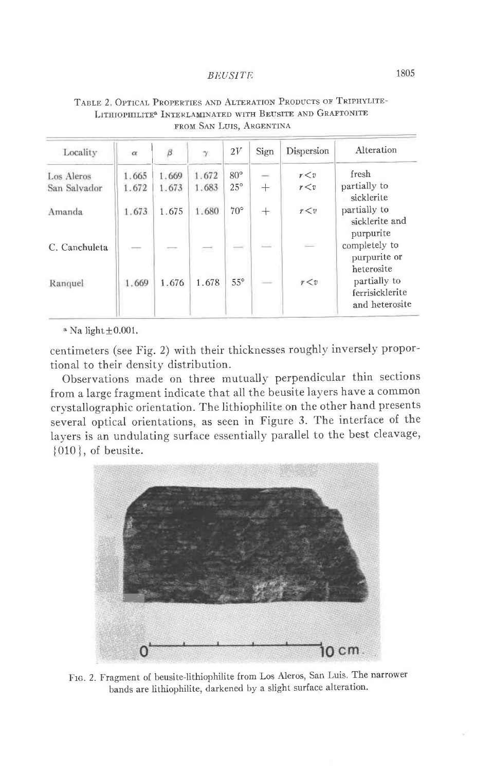Table 2. Optical Properties and Alteration Products of Triphylite-Lithiophilite[a] Interlaminated with Beusite and Graftonite from San Luis, Argentina

| Locality | $\alpha$ | $\beta$ | $\gamma$ | $2V$ | Sign | Dispersion | Alteration |
|---|---|---|---|---|---|---|---|
| Los Aleros | 1.665 | 1.669 | 1.672 | 80° | − | $r<v$ | fresh |
| San Salvador | 1.672 | 1.673 | 1.683 | 25° | + | $r<v$ | partially to sicklerite |
| Amanda | 1.673 | 1.675 | 1.680 | 70° | + | $r<v$ | partially to sicklerite and purpurite |
| C. Canchuleta | — | — | — | — | — | — | completely to purpurite or heterosite |
| Ranquel | 1.669 | 1.676 | 1.678 | 55° | — | $r<v$ | partially to ferrisicklerite and heterosite |

[a] Na light ±0.001.

centimeters (see Fig. 2) with their thicknesses roughly inversely proportional to their density distribution.

Observations made on three mutually perpendicular thin sections from a large fragment indicate that all the beusite layers have a common crystallographic orientation. The lithiophilite on the other hand presents several optical orientations, as seen in Figure 3. The interface of the layers is an undulating surface essentially parallel to the best cleavage, {010}, of beusite.

Fig. 2. Fragment of beusite-lithiophilite from Los Aleros, San Luis. The narrower bands are lithiophilite, darkened by a slight surface alteration.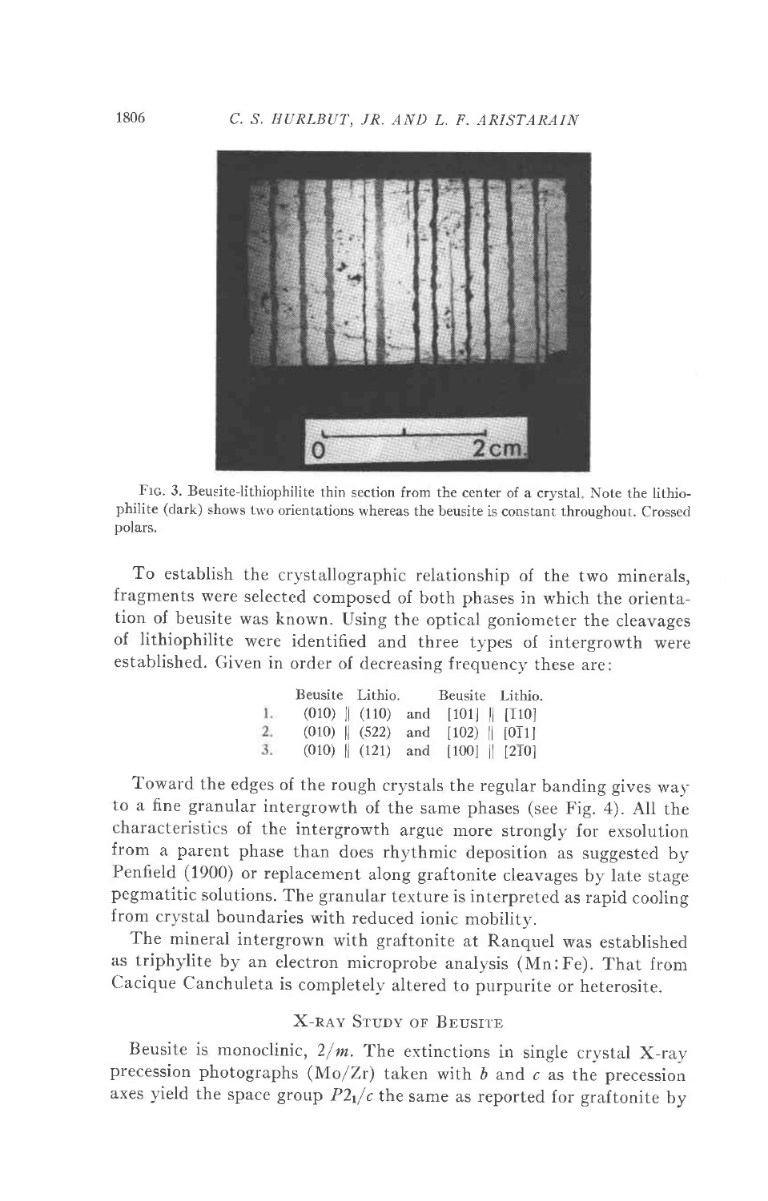FIG. 3. Beusite-lithiophilite thin section from the center of a crystal. Note the lithiophilite (dark) shows two orientations whereas the beusite is constant throughout. Crossed polars.

To establish the crystallographic relationship of the two minerals, fragments were selected composed of both phases in which the orientation of beusite was known. Using the optical goniometer the cleavages of lithiophilite were identified and three types of intergrowth were established. Given in order of decreasing frequency these are:

| | Beusite | | Lithio. | | Beusite | | Lithio. |
|---|---|---|---|---|---|---|---|
| 1. | (010) | ∥ | (110) | and | [101] | ∥ | [$\bar{1}$10] |
| 2. | (010) | ∥ | (522) | and | [102] | ∥ | [0$\bar{1}$1] |
| 3. | (010) | ∥ | (121) | and | [100] | ∥ | [2$\bar{1}$0] |

Toward the edges of the rough crystals the regular banding gives way to a fine granular intergrowth of the same phases (see Fig. 4). All the characteristics of the intergrowth argue more strongly for exsolution from a parent phase than does rhythmic deposition as suggested by Penfield (1900) or replacement along graftonite cleavages by late stage pegmatitic solutions. The granular texture is interpreted as rapid cooling from crystal boundaries with reduced ionic mobility.

The mineral intergrown with graftonite at Ranquel was established as triphylite by an electron microprobe analysis (Mn:Fe). That from Cacique Canchuleta is completely altered to purpurite or heterosite.

## X-RAY STUDY OF BEUSITE

Beusite is monoclinic, $2/m$. The extinctions in single crystal X-ray precession photographs (Mo/Zr) taken with $b$ and $c$ as the precession axes yield the space group $P2_1/c$ the same as reported for graftonite by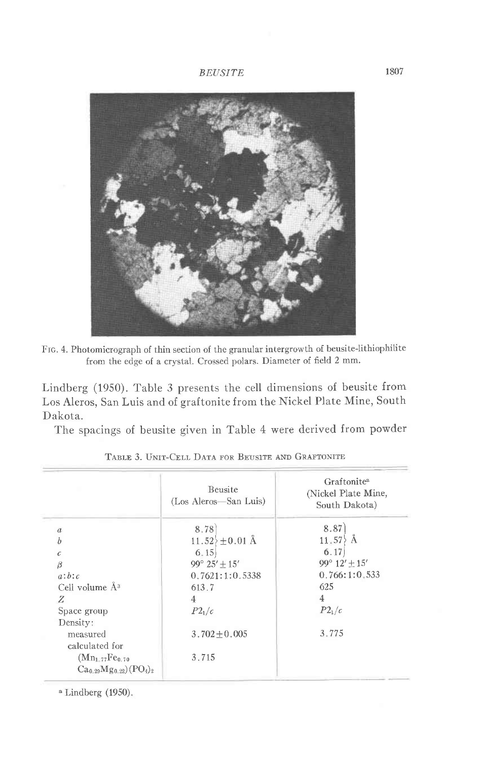FIG. 4. Photomicrograph of thin section of the granular intergrowth of beusite-lithiophilite from the edge of a crystal. Crossed polars. Diameter of field 2 mm.

Lindberg (1950). Table 3 presents the cell dimensions of beusite from Los Aleros, San Luis and of graftonite from the Nickel Plate Mine, South Dakota.

The spacings of beusite given in Table 4 were derived from powder

TABLE 3. UNIT-CELL DATA FOR BEUSITE AND GRAFTONITE

| | Beusite (Los Aleros—San Luis) | Graftonite[a] (Nickel Plate Mine, South Dakota) |
|---|---|---|
| $a$ | 8.78 ±0.01 Å | 8.87 Å |
| $b$ | 11.52 ±0.01 Å | 11.57 Å |
| $c$ | 6.15 ±0.01 Å | 6.17 Å |
| $\beta$ | 99° 25′ ± 15′ | 99° 12′ ± 15′ |
| $a:b:c$ | 0.7621:1:0.5338 | 0.766:1:0.533 |
| Cell volume Å³ | 613.7 | 625 |
| $Z$ | 4 | 4 |
| Space group | $P2_1/c$ | $P2_1/c$ |
| Density: | | |
| measured | 3.702±0.005 | 3.775 |
| calculated for $(Mn_{1.77}Fe_{0.70}Ca_{0.29}Mg_{0.22})(PO_4)_2$ | 3.715 | |

[a] Lindberg (1950).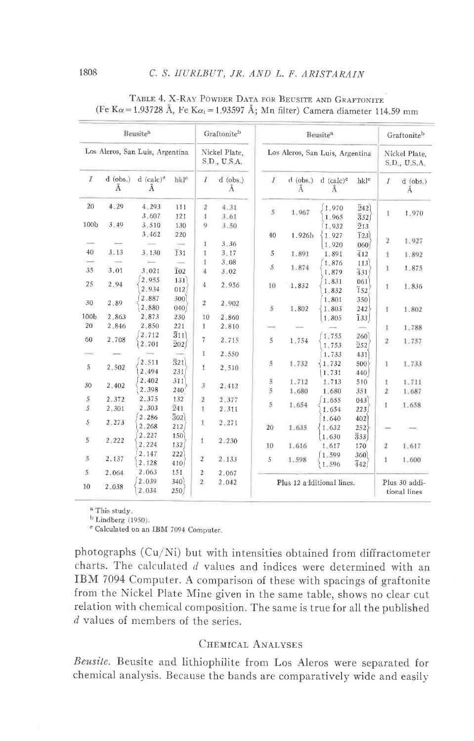TABLE 4. X-RAY POWDER DATA FOR BEUSITE AND GRAFTONITE
(Fe K$\alpha$ = 1.93728 Å, Fe K$\alpha_1$ = 1.93597 Å; Mn filter) Camera diameter 114.59 mm

| Beusite[a] | | | | Graftonite[b] | | Beusite[a] | | | | Graftonite[b] | |
|---|---|---|---|---|---|---|---|---|---|---|---|
| Los Aleros, San Luis, Argentina | | | | Nickel Plate, S.D., U.S.A. | | Los Aleros, San Luis, Argentina | | | | Nickel Plate, S.D., U.S.A. | |
| I | d (obs.) Å | d (calc)[c] Å | hkl[c] | I | d (obs.) Å | I | d (obs.) Å | d (calc)[c] Å | hkl[c] | I | d (obs.) Å |
| 20 | 4.29 | 4.293 | 111 | 2 | 4.31 | 5 | 1.967 | 1.970 | $\bar{3}42$ | 1 | 1.970 |
| | | 3.607 | 121 | 1 | 3.61 | | | 1.965 | $\bar{3}32$ | | |
| 100b | 3.49 | 3.510 | 130 | 9 | 3.50 | | | 1.932 | $\bar{2}13$ | | |
| | | 3.462 | 220 | | | 40 | 1.926b | 1.927 | $\bar{1}23$ | 2 | 1.927 |
| — | — | — | — | 1 | 3.36 | | | 1.920 | 060 | | |
| 40 | 3.13 | 3.130 | $\bar{1}31$ | 1 | 3.17 | 5 | 1.891 | 1.891 | $\bar{4}12$ | 1 | 1.892 |
| — | — | — | — | 1 | 3.08 | 5 | 1.874 | 1.876 | 113 | 1 | 1.875 |
| 35 | 3.01 | 3.021 | $\bar{1}02$ | 4 | 3.02 | | | 1.879 | $\bar{4}31$ | | |
| 25 | 2.94 | 2.955 | 131 | 4 | 2.956 | 10 | 1.832 | 1.831 | 061 | 1 | 1.836 |
| | | 2.934 | 012 | | | | | 1.832 | $\bar{1}52$ | | |
| 30 | 2.89 | 2.887 | 300 | 2 | 2.902 | | | 1.801 | 350 | | |
| | | 2.880 | 040 | | | 5 | 1.802 | 1.803 | 242 | 1 | 1.802 |
| 100b | 2.863 | 2.873 | 230 | 10 | 2.860 | | | 1.805 | $\bar{1}33$ | | |
| 20 | 2.846 | 2.850 | 221 | 1 | 2.810 | — | — | — | — | 1 | 1.788 |
| 60 | 2.708 | 2.712 | $\bar{3}11$ | 7 | 2.715 | 5 | 1.754 | 1.755 | 260 | 2 | 1.757 |
| | | 2.701 | $\bar{2}02$ | | | | | 1.753 | $\bar{2}52$ | | |
| — | — | — | — | 1 | 2.550 | | | 1.733 | 431 | | |
| 5 | 2.502 | 2.511 | $\bar{3}21$ | 1 | 2.510 | 5 | 1.732 | 1.732 | 500 | 1 | 1.733 |
| | | 2.494 | 231 | | | | | 1.731 | 440 | | |
| 30 | 2.402 | 2.402 | 311 | 3 | 2.412 | 5 | 1.712 | 1.713 | 510 | 1 | 1.711 |
| | | 2.398 | 240 | | | 5 | 1.680 | 1.680 | 351 | 2 | 1.687 |
| 5 | 2.372 | 2.375 | 132 | 2 | 2.377 | 5 | 1.654 | 1.655 | 043 | 1 | 1.658 |
| 5 | 2.301 | 2.303 | $\bar{2}41$ | 1 | 2.311 | | | 1.654 | 223 | | |
| 5 | 2.273 | 2.286 | $\bar{3}02$ | 1 | 2.271 | | | 1.640 | 402 | | |
| | | 2.268 | 212 | | | 20 | 1.635 | 1.632 | 252 | — | — |
| 5 | 2.222 | 2.227 | 150 | 1 | 2.230 | | | 1.630 | $\bar{3}33$ | | |
| | | 2.224 | 132 | | | 10 | 1.616 | 1.617 | 170 | 2 | 1.617 |
| 5 | 2.137 | 2.147 | 222 | 2 | 2.133 | 5 | 1.598 | 1.599 | 360 | 1 | 1.600 |
| | | 2.128 | 410 | | | | | 1.596 | $\bar{4}42$ | | |
| 5 | 2.064 | 2.063 | 151 | 2 | 2.067 | Plus 12 additional lines. | | | | Plus 30 additional lines | |
| 10 | 2.038 | 2.039 | 340 | 2 | 2.042 | | | | | | |
| | | 2.034 | 250 | | | | | | | | |

[a] This study.
[b] Lindberg (1950).
[c] Calculated on an IBM 7094 Computer.

photographs (Cu/Ni) but with intensities obtained from diffractometer charts. The calculated *d* values and indices were determined with an IBM 7094 Computer. A comparison of these with spacings of graftonite from the Nickel Plate Mine given in the same table, shows no clear cut relation with chemical composition. The same is true for all the published *d* values of members of the series.

## CHEMICAL ANALYSES

*Beusite.* Beusite and lithiophilite from Los Aleros were separated for chemical analysis. Because the bands are comparatively wide and easily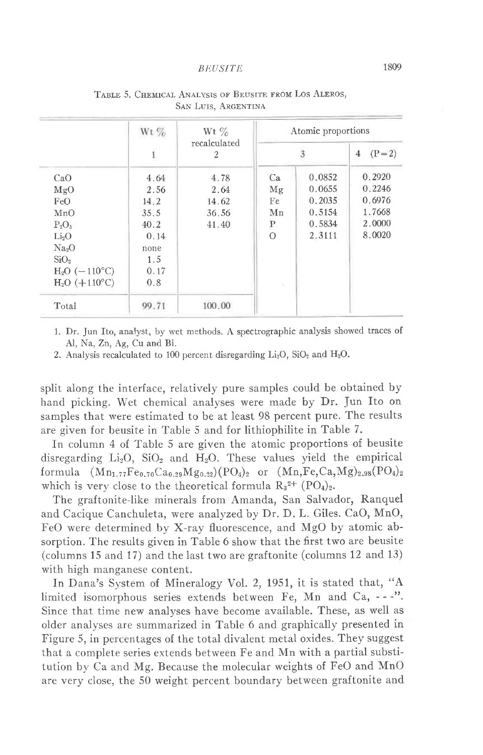Table 5. Chemical Analysis of Beusite from Los Aleros, San Luis, Argentina

| | Wt % | Wt % recalculated | Atomic proportions | | |
|---|---|---|---|---|---|
| | 1 | 2 | 3 | | 4 (P=2) |
| CaO | 4.64 | 4.78 | Ca | 0.0852 | 0.2920 |
| MgO | 2.56 | 2.64 | Mg | 0.0655 | 0.2246 |
| FeO | 14.2 | 14.62 | Fe | 0.2035 | 0.6976 |
| MnO | 35.5 | 36.56 | Mn | 0.5154 | 1.7668 |
| $P_2O_5$ | 40.2 | 41.40 | P | 0.5834 | 2.0000 |
| $Li_2O$ | 0.14 | | O | 2.3111 | 8.0020 |
| $Na_2O$ | none | | | | |
| $SiO_2$ | 1.5 | | | | |
| $H_2O$ (−110°C) | 0.17 | | | | |
| $H_2O$ (+110°C) | 0.8 | | | | |
| Total | 99.71 | 100.00 | | | |

1. Dr. Jun Ito, analyst, by wet methods. A spectrographic analysis showed traces of Al, Na, Zn, Ag, Cu and Bi.
2. Analysis recalculated to 100 percent disregarding $Li_2O$, $SiO_2$ and $H_2O$.

split along the interface, relatively pure samples could be obtained by hand picking. Wet chemical analyses were made by Dr. Jun Ito on samples that were estimated to be at least 98 percent pure. The results are given for beusite in Table 5 and for lithiophilite in Table 7.

In column 4 of Table 5 are given the atomic proportions of beusite disregarding $Li_2O$, $SiO_2$ and $H_2O$. These values yield the empirical formula $(Mn_{1.77}Fe_{0.70}Ca_{0.29}Mg_{0.22})(PO_4)_2$ or $(Mn,Fe,Ca,Mg)_{2.98}(PO_4)_2$ which is very close to the theoretical formula $R_3^{2+}(PO_4)_2$.

The graftonite-like minerals from Amanda, San Salvador, Ranquel and Cacique Canchuleta, were analyzed by Dr. D. L. Giles. CaO, MnO, FeO were determined by X-ray fluorescence, and MgO by atomic absorption. The results given in Table 6 show that the first two are beusite (columns 15 and 17) and the last two are graftonite (columns 12 and 13) with high manganese content.

In Dana's System of Mineralogy Vol. 2, 1951, it is stated that, "A limited isomorphous series extends between Fe, Mn and Ca, - - -". Since that time new analyses have become available. These, as well as older analyses are summarized in Table 6 and graphically presented in Figure 5, in percentages of the total divalent metal oxides. They suggest that a complete series extends between Fe and Mn with a partial substitution by Ca and Mg. Because the molecular weights of FeO and MnO are very close, the 50 weight percent boundary between graftonite and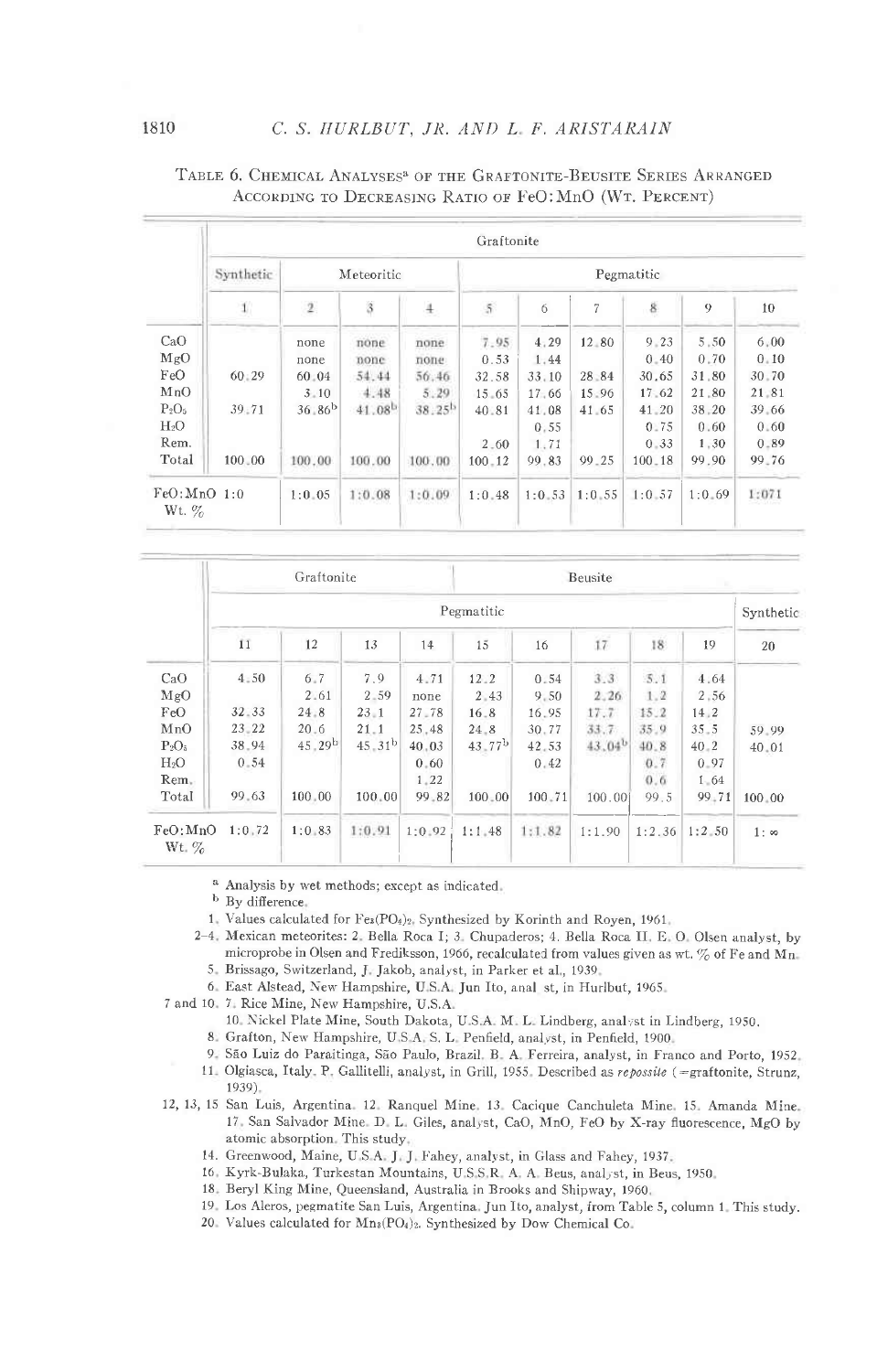TABLE 6. CHEMICAL ANALYSES[a] OF THE GRAFTONITE-BEUSITE SERIES ARRANGED ACCORDING TO DECREASING RATIO OF FeO:MnO (WT. PERCENT)

| | Graftonite | | | | | | | | | |
|---|---|---|---|---|---|---|---|---|---|---|
| | Synthetic | Meteoritic | | | Pegmatitic | | | | | |
| | 1 | 2 | 3 | 4 | 5 | 6 | 7 | 8 | 9 | 10 |
| CaO | | none | none | none | 7.95 | 4.29 | 12.80 | 9.23 | 5.50 | 6.00 |
| MgO | | none | none | none | 0.53 | 1.44 | | 0.40 | 0.70 | 0.10 |
| FeO | 60.29 | 60.04 | 54.44 | 56.46 | 32.58 | 33.10 | 28.84 | 30.65 | 31.80 | 30.70 |
| MnO | | 3.10 | 4.48 | 5.29 | 15.65 | 17.66 | 15.96 | 17.62 | 21.80 | 21.81 |
| $P_2O_5$ | 39.71 | 36.86[b] | 41.08[b] | 38.25[b] | 40.81 | 41.08 | 41.65 | 41.20 | 38.20 | 39.66 |
| $H_2O$ | | | | | | 0.55 | | 0.75 | 0.60 | 0.60 |
| Rem. | | | | | 2.60 | 1.71 | | 0.33 | 1.30 | 0.89 |
| Total | 100.00 | 100.00 | 100.00 | 100.00 | 100.12 | 99.83 | 99.25 | 100.18 | 99.90 | 99.76 |
| FeO:MnO Wt. % | 1:0 | 1:0.05 | 1:0.08 | 1:0.09 | 1:0.48 | 1:0.53 | 1:0.55 | 1:0.57 | 1:0.69 | 1:071 |

| | Graftonite | | | | Beusite | | | | | |
|---|---|---|---|---|---|---|---|---|---|---|
| | Pegmatitic | | | | | | | | | Synthetic |
| | 11 | 12 | 13 | 14 | 15 | 16 | 17 | 18 | 19 | 20 |
| CaO | 4.50 | 6.7 | 7.9 | 4.71 | 12.2 | 0.54 | 3.3 | 5.1 | 4.64 | |
| MgO | | 2.61 | 2.59 | none | 2.43 | 9.50 | 2.26 | 1.2 | 2.56 | |
| FeO | 32.33 | 24.8 | 23.1 | 27.78 | 16.8 | 16.95 | 17.7 | 15.2 | 14.2 | |
| MnO | 23.22 | 20.6 | 21.1 | 25.48 | 24.8 | 30.77 | 33.7 | 35.9 | 35.5 | 59.99 |
| $P_2O_5$ | 38.94 | 45.29[b] | 45.31[b] | 40.03 | 43.77[b] | 42.53 | 43.04[b] | 40.8 | 40.2 | 40.01 |
| $H_2O$ | 0.54 | | | 0.60 | | 0.42 | | 0.7 | 0.97 | |
| Rem. | | | | 1.22 | | | | 0.6 | 1.64 | |
| Total | 99.63 | 100.00 | 100.00 | 99.82 | 100.00 | 100.71 | 100.00 | 99.5 | 99.71 | 100.00 |
| FeO:MnO Wt. % | 1:0.72 | 1:0.83 | 1:0.91 | 1:0.92 | 1:1.48 | 1:1.82 | 1:1.90 | 1:2.36 | 1:2.50 | 1:∞ |

[a] Analysis by wet methods; except as indicated.

[b] By difference.

1. Values calculated for $Fe_3(PO_4)_2$. Synthesized by Korinth and Royen, 1961.

2–4. Mexican meteorites: 2. Bella Roca I; 3. Chupaderos; 4. Bella Roca II. E. O. Olsen analyst, by microprobe in Olsen and Fredriksson, 1966, recalculated from values given as wt. % of Fe and Mn.

5. Brissago, Switzerland, J. Jakob, analyst, in Parker et al., 1939.

6. East Alstead, New Hampshire, U.S.A. Jun Ito, analyst, in Hurlbut, 1965.

7 and 10. 7. Rice Mine, New Hampshire, U.S.A.
10. Nickel Plate Mine, South Dakota, U.S.A. M. L. Lindberg, analyst in Lindberg, 1950.

8. Grafton, New Hampshire, U.S.A. S. L. Penfield, analyst, in Penfield, 1900.

9. São Luiz do Paraitinga, São Paulo, Brazil. B. A. Ferreira, analyst, in Franco and Porto, 1952.

11. Olgiasca, Italy. P. Gallitelli, analyst, in Grill, 1955. Described as *repossite* (=graftonite, Strunz, 1939).

12, 13, 15 San Luis, Argentina. 12. Ranquel Mine. 13. Cacique Canchuleta Mine. 15. Amanda Mine. 17. San Salvador Mine. D. L. Giles, analyst, CaO, MnO, FeO by X-ray fluorescence, MgO by atomic absorption. This study.

14. Greenwood, Maine, U.S.A. J. J. Fahey, analyst, in Glass and Fahey, 1937.

16. Kyrk-Bulaka, Turkestan Mountains, U.S.S.R. A. A. Beus, analyst, in Beus, 1950.

18. Beryl King Mine, Queensland, Australia in Brooks and Shipway, 1960.

19. Los Aleros, pegmatite San Luis, Argentina. Jun Ito, analyst, from Table 5, column 1. This study.

20. Values calculated for $Mn_3(PO_4)_2$. Synthesized by Dow Chemical Co.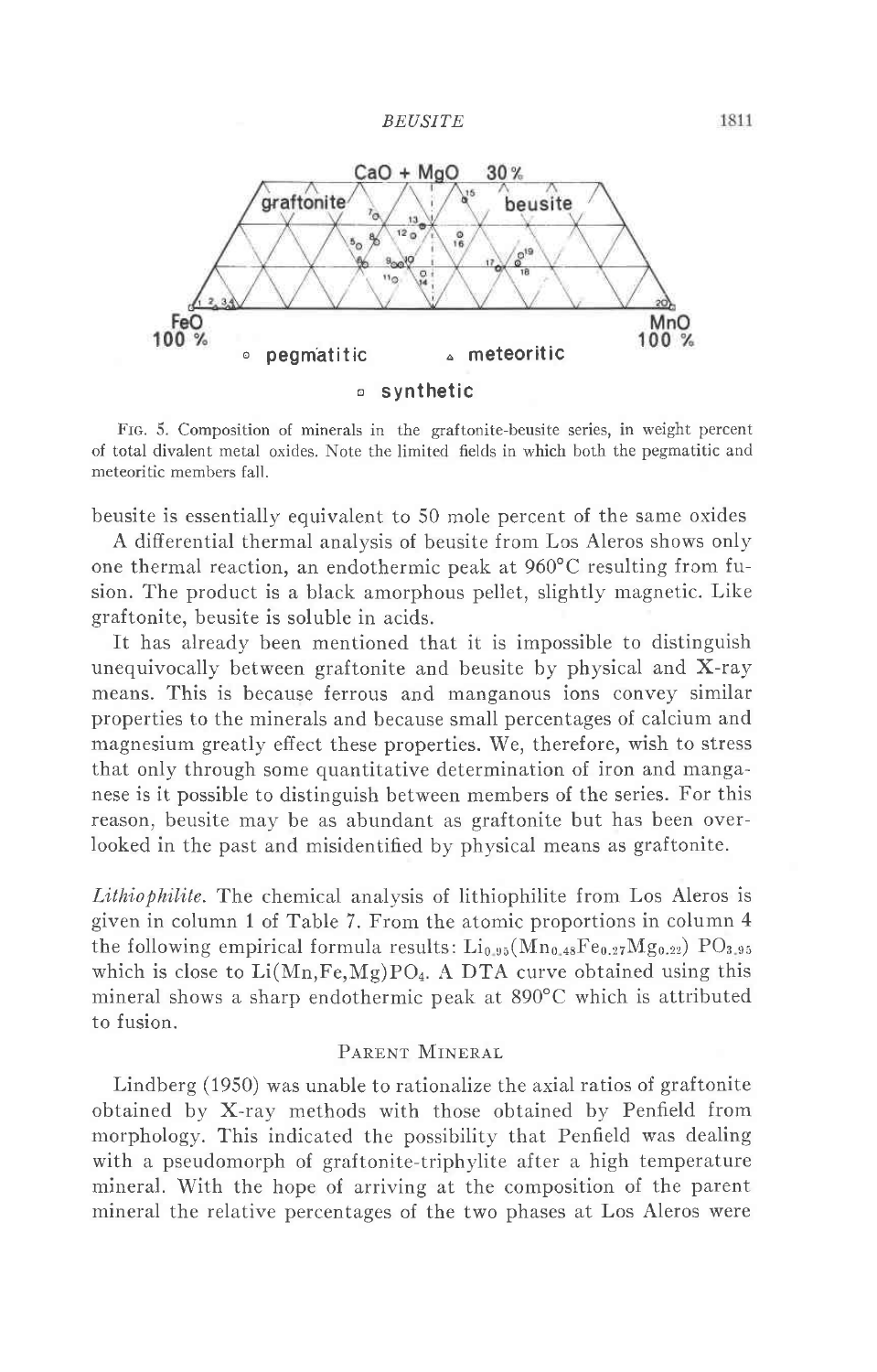FIG. 5. Composition of minerals in the graftonite-beusite series, in weight percent of total divalent metal oxides. Note the limited fields in which both the pegmatitic and meteoritic members fall.

beusite is essentially equivalent to 50 mole percent of the same oxides

A differential thermal analysis of beusite from Los Aleros shows only one thermal reaction, an endothermic peak at 960°C resulting from fusion. The product is a black amorphous pellet, slightly magnetic. Like graftonite, beusite is soluble in acids.

It has already been mentioned that it is impossible to distinguish unequivocally between graftonite and beusite by physical and X-ray means. This is because ferrous and manganous ions convey similar properties to the minerals and because small percentages of calcium and magnesium greatly effect these properties. We, therefore, wish to stress that only through some quantitative determination of iron and manganese is it possible to distinguish between members of the series. For this reason, beusite may be as abundant as graftonite but has been overlooked in the past and misidentified by physical means as graftonite.

*Lithiophilite.* The chemical analysis of lithiophilite from Los Aleros is given in column 1 of Table 7. From the atomic proportions in column 4 the following empirical formula results: $Li_{0.95}(Mn_{0.48}Fe_{0.27}Mg_{0.22})PO_{3.95}$ which is close to $Li(Mn,Fe,Mg)PO_4$. A DTA curve obtained using this mineral shows a sharp endothermic peak at 890°C which is attributed to fusion.

## PARENT MINERAL

Lindberg (1950) was unable to rationalize the axial ratios of graftonite obtained by X-ray methods with those obtained by Penfield from morphology. This indicated the possibility that Penfield was dealing with a pseudomorph of graftonite-triphylite after a high temperature mineral. With the hope of arriving at the composition of the parent mineral the relative percentages of the two phases at Los Aleros were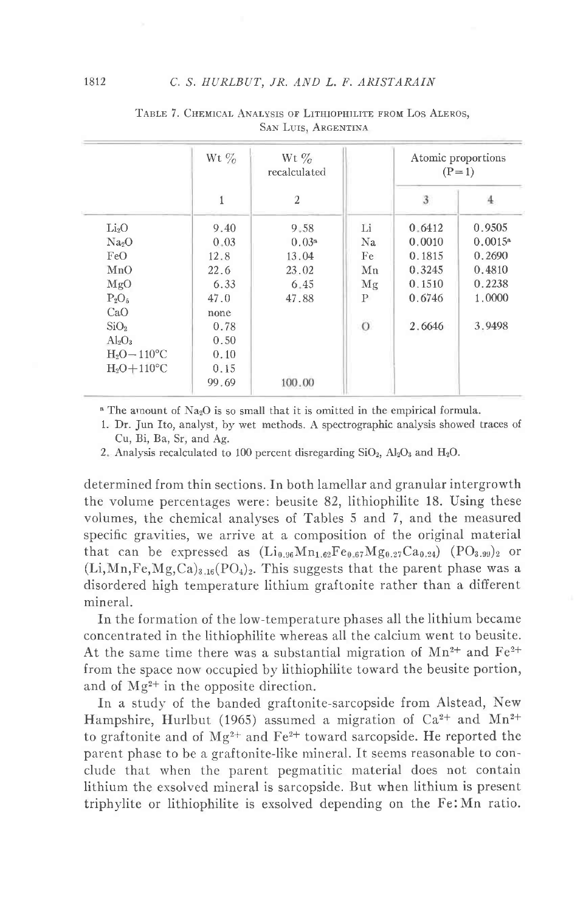TABLE 7. CHEMICAL ANALYSIS OF LITHIOPHILITE FROM LOS ALEROS, SAN LUIS, ARGENTINA

| | Wt % | Wt % recalculated | | Atomic proportions (P=1) | |
|---|---|---|---|---|---|
| | 1 | 2 | | 3 | 4 |
| $Li_2O$ | 9.40 | 9.58 | Li | 0.6412 | 0.9505 |
| $Na_2O$ | 0.03 | 0.03[a] | Na | 0.0010 | 0.0015[a] |
| FeO | 12.8 | 13.04 | Fe | 0.1815 | 0.2690 |
| MnO | 22.6 | 23.02 | Mn | 0.3245 | 0.4810 |
| MgO | 6.33 | 6.45 | Mg | 0.1510 | 0.2238 |
| $P_2O_5$ | 47.0 | 47.88 | P | 0.6746 | 1.0000 |
| CaO | none | | | | |
| $SiO_2$ | 0.78 | | O | 2.6646 | 3.9498 |
| $Al_2O_3$ | 0.50 | | | | |
| $H_2O-110°C$ | 0.10 | | | | |
| $H_2O+110°C$ | 0.15 | | | | |
| | 99.69 | 100.00 | | | |

[a] The amount of $Na_2O$ is so small that it is omitted in the empirical formula.

1. Dr. Jun Ito, analyst, by wet methods. A spectrographic analysis showed traces of Cu, Bi, Ba, Sr, and Ag.
2. Analysis recalculated to 100 percent disregarding $SiO_2$, $Al_2O_3$ and $H_2O$.

determined from thin sections. In both lamellar and granular intergrowth the volume percentages were: beusite 82, lithiophilite 18. Using these volumes, the chemical analyses of Tables 5 and 7, and the measured specific gravities, we arrive at a composition of the original material that can be expressed as $(Li_{0.96}Mn_{1.62}Fe_{0.67}Mg_{0.27}Ca_{0.24})(PO_{3.99})_2$ or $(Li,Mn,Fe,Mg,Ca)_{3.16}(PO_4)_2$. This suggests that the parent phase was a disordered high temperature lithium graftonite rather than a different mineral.

In the formation of the low-temperature phases all the lithium became concentrated in the lithiophilite whereas all the calcium went to beusite. At the same time there was a substantial migration of $Mn^{2+}$ and $Fe^{2+}$ from the space now occupied by lithiophilite toward the beusite portion, and of $Mg^{2+}$ in the opposite direction.

In a study of the banded graftonite-sarcopside from Alstead, New Hampshire, Hurlbut (1965) assumed a migration of $Ca^{2+}$ and $Mn^{2+}$ to graftonite and of $Mg^{2+}$ and $Fe^{2+}$ toward sarcopside. He reported the parent phase to be a graftonite-like mineral. It seems reasonable to conclude that when the parent pegmatitic material does not contain lithium the exsolved mineral is sarcopside. But when lithium is present triphylite or lithiophilite is exsolved depending on the Fe:Mn ratio.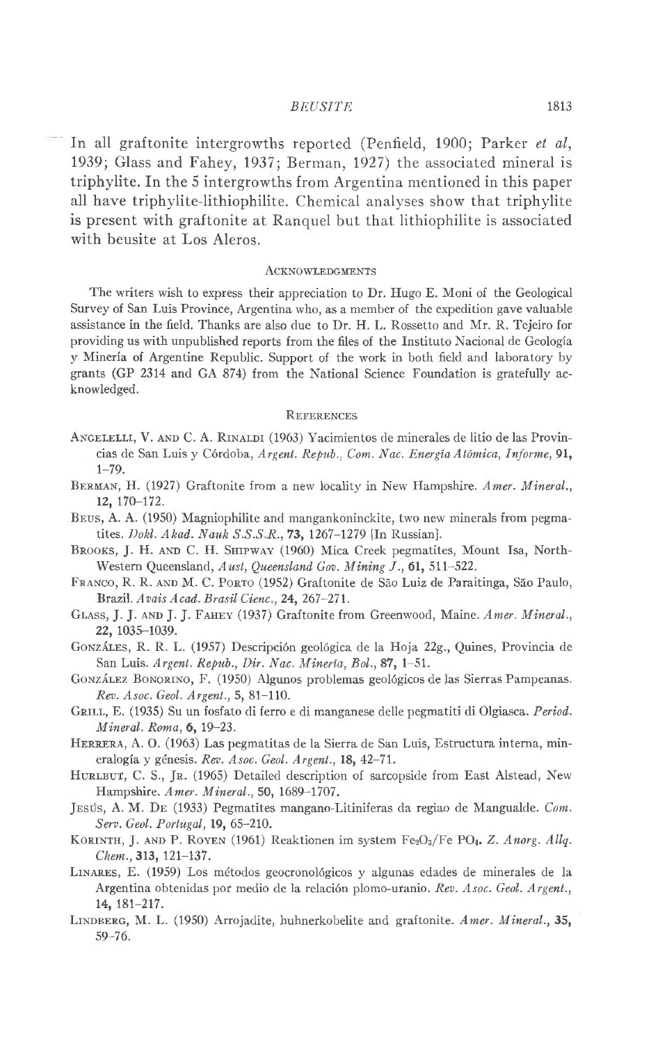In all graftonite intergrowths reported (Penfield, 1900; Parker *et al*, 1939; Glass and Fahey, 1937; Berman, 1927) the associated mineral is triphylite. In the 5 intergrowths from Argentina mentioned in this paper all have triphylite-lithiophilite. Chemical analyses show that triphylite is present with graftonite at Ranquel but that lithiophilite is associated with beusite at Los Aleros.

## Acknowledgments

The writers wish to express their appreciation to Dr. Hugo E. Moni of the Geological Survey of San Luis Province, Argentina who, as a member of the expedition gave valuable assistance in the field. Thanks are also due to Dr. H. L. Rossetto and Mr. R. Tejeiro for providing us with unpublished reports from the files of the Instituto Nacional de Geología y Minería of Argentine Republic. Support of the work in both field and laboratory by grants (GP 2314 and GA 874) from the National Science Foundation is gratefully acknowledged.

## References

Angelelli, V. and C. A. Rinaldi (1963) Yacimientos de minerales de litio de las Provincias de San Luis y Córdoba, *Argent. Repub., Com. Nac. Energía Atómica, Informe*, **91**, 1–79.

Berman, H. (1927) Graftonite from a new locality in New Hampshire. *Amer. Mineral.*, **12**, 170–172.

Beus, A. A. (1950) Magniophilite and mangankoninckite, two new minerals from pegmatites. *Dokl. Akad. Nauk S.S.S.R.*, **73**, 1267–1279 [In Russian].

Brooks, J. H. and C. H. Shipway (1960) Mica Creek pegmatites, Mount Isa, North-Western Queensland, *Aust, Queensland Gov. Mining J.*, **61**, 511–522.

Franco, R. R. and M. C. Porto (1952) Graftonite de São Luiz de Paraitinga, São Paulo, Brazil. *Avais Acad. Brasil Cienc.*, **24**, 267–271.

Glass, J. J. and J. J. Fahey (1937) Graftonite from Greenwood, Maine. *Amer. Mineral.*, **22**, 1035–1039.

Gonzáles, R. R. L. (1957) Descripción geológica de la Hoja 22g., Quines, Provincia de San Luis. *Argent. Repub., Dir. Nac. Minería, Bol.*, **87**, 1–51.

González Bonorino, F. (1950) Algunos problemas geológicos de las Sierras Pampeanas. *Rev. Asoc. Geol. Argent.*, **5**, 81–110.

Grill, E. (1935) Su un fosfato di ferro e di manganese delle pegmatiti di Olgiasca. *Period. Mineral. Roma*, **6**, 19–23.

Herrera, A. O. (1963) Las pegmatitas de la Sierra de San Luis, Estructura interna, mineralogía y génesis. *Rev. Asoc. Geol. Argent.*, **18**, 42–71.

Hurlbut, C. S., Jr. (1965) Detailed description of sarcopside from East Alstead, New Hampshire. *Amer. Mineral.*, **50**, 1689–1707.

Jesús, A. M. De (1933) Pegmatites mangano-Litiniferas da regiao de Mangualde. *Com. Serv. Geol. Portugal*, **19**, 65–210.

Korinth, J. and P. Royen (1961) Reaktionen im system $Fe_2O_3$/Fe $PO_4$. *Z. Anorg. Allg. Chem.*, **313**, 121–137.

Linares, E. (1959) Los métodos geocronológicos y algunas edades de minerales de la Argentina obtenidas por medio de la relación plomo-uranio. *Rev. Asoc. Geol. Argent.*, **14**, 181–217.

Lindberg, M. L. (1950) Arrojadite, huhnerkobelite and graftonite. *Amer. Mineral.*, **35**, 59–76.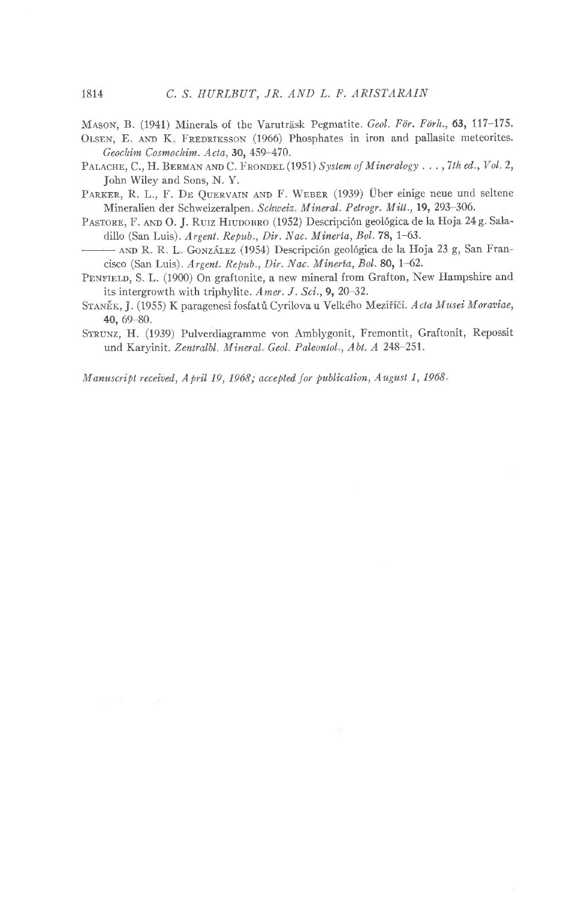MASON, B. (1941) Minerals of the Varuträsk Pegmatite. *Geol. För. Förh.*, **63**, 117–175.

OLSEN, E. AND K. FREDRIKSSON (1966) Phosphates in iron and pallasite meteorites. *Geochim Cosmochim. Acta*, **30**, 459–470.

PALACHE, C., H. BERMAN AND C. FRONDEL (1951) *System of Mineralogy . . . , 7th ed., Vol.* 2, John Wiley and Sons, N. Y.

PARKER, R. L., F. DE QUERVAIN AND F. WEBER (1939) Über einige neue und seltene Mineralien der Schweizeralpen. *Schweiz. Mineral. Petrogr. Mitt.*, **19**, 293–306.

PASTORE, F. AND O. J. RUIZ HIUDOBRO (1952) Descripción geológica de la Hoja 24 g. Saladillo (San Luis). *Argent. Repub., Dir. Nac. Mineria, Bol.* **78**, 1–63.

——— AND R. R. L. GONZÁLEZ (1954) Descripción geológica de la Hoja 23 g, San Francisco (San Luis). *Argent. Repub., Dir. Nac. Mineria, Bol.* **80**, 1–62.

PENFIELD, S. L. (1900) On graftonite, a new mineral from Grafton, New Hampshire and its intergrowth with triphylite. *Amer. J. Sci.*, **9**, 20–32.

STANĚK, J. (1955) K paragenesi fosfatů Cyrilova u Velkého Meziříčí. *Acta Musei Moraviae*, **40**, 69–80.

STRUNZ, H. (1939) Pulverdiagramme von Amblygonit, Fremontit, Graftonit, Repossit und Karyinit. *Zentralbl. Mineral. Geol. Paleontol., Abt. A* 248–251.

*Manuscript received, April 19, 1968; accepted for publication, August 1, 1968.*